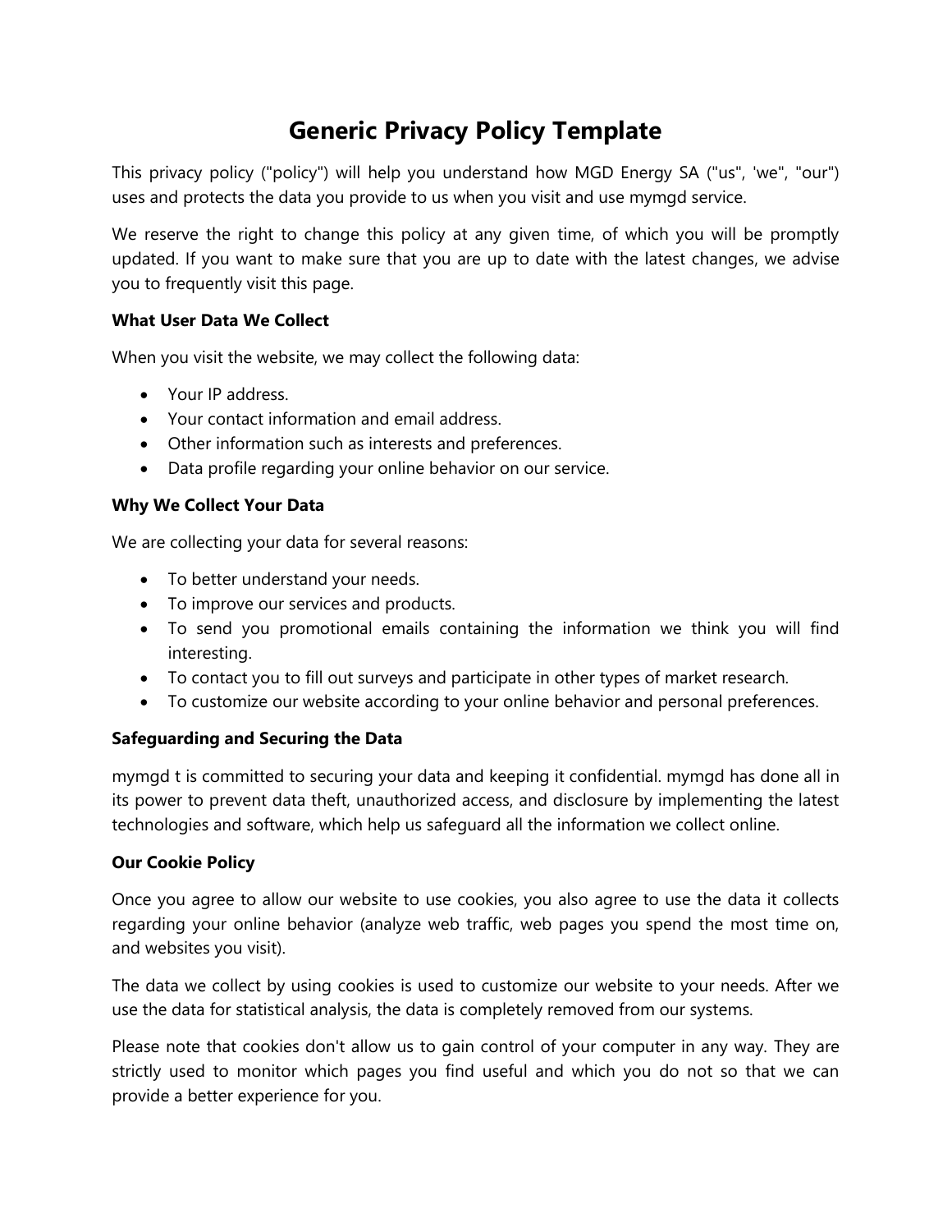# Generic Privacy Policy Template

This privacy policy ("policy") will help you understand how MGD Energy SA ("us", 'we", "our") uses and protects the data you provide to us when you visit and use mymgd service.

We reserve the right to change this policy at any given time, of which you will be promptly updated. If you want to make sure that you are up to date with the latest changes, we advise you to frequently visit this page.

**What User Data We Collect**

When you visit the website, we may collect the following data:

- Your IP address.
- Your contact information and email address.
- Other information such as interests and preferences.
- Data profile regarding your online behavior on our service.

**Why We Collect Your Data**

We are collecting your data for several reasons:

- To better understand your needs.
- To improve our services and products.
- To send you promotional emails containing the information we think you will find interesting.
- To contact you to fill out surveys and participate in other types of market research.
- To customize our website according to your online behavior and personal preferences.

**Safeguarding and Securing the Data**

mymgd t is committed to securing your data and keeping it confidential. mymgd has done all in its power to prevent data theft, unauthorized access, and disclosure by implementing the latest technologies and software, which help us safeguard all the information we collect online.

**Our Cookie Policy**

Once you agree to allow our website to use cookies, you also agree to use the data it collects regarding your online behavior (analyze web traffic, web pages you spend the most time on, and websites you visit).

The data we collect by using cookies is used to customize our website to your needs. After we use the data for statistical analysis, the data is completely removed from our systems.

Please note that cookies don't allow us to gain control of your computer in any way. They are strictly used to monitor which pages you find useful and which you do not so that we can provide a better experience for you.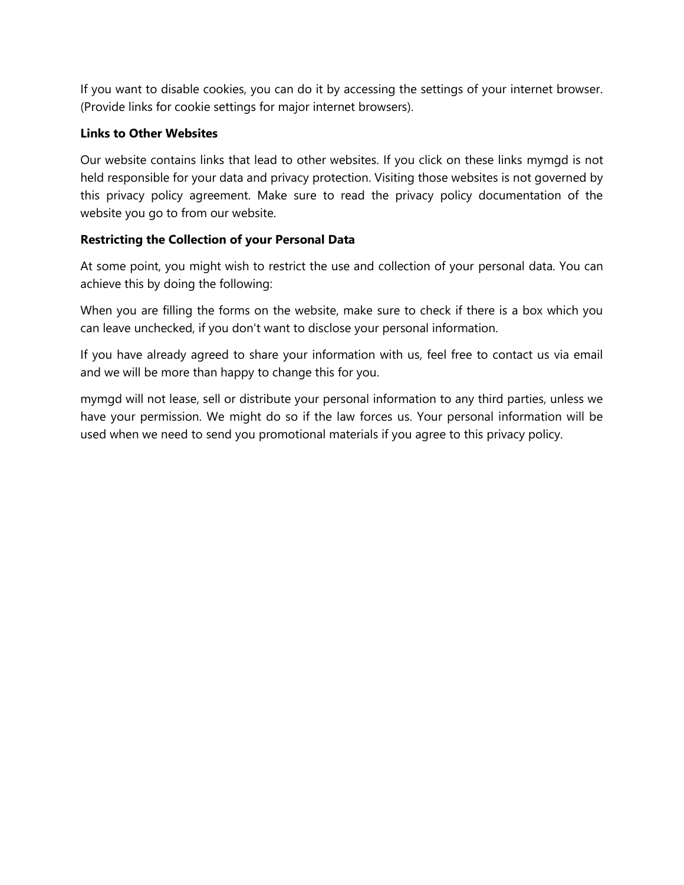If you want to disable cookies, you can do it by accessing the settings of your internet browser. (Provide links for cookie settings for major internet browsers).

**Links to Other Websites**

Our website contains links that lead to other websites. If you click on these links mymgd is not held responsible for your data and privacy protection. Visiting those websites is not governed by this privacy policy agreement. Make sure to read the privacy policy documentation of the website you go to from our website.

**Restricting the Collection of your Personal Data**

At some point, you might wish to restrict the use and collection of your personal data. You can achieve this by doing the following:

When you are filling the forms on the website, make sure to check if there is a box which you can leave unchecked, if you don't want to disclose your personal information.

If you have already agreed to share your information with us, feel free to contact us via email and we will be more than happy to change this for you.

mymgd will not lease, sell or distribute your personal information to any third parties, unless we have your permission. We might do so if the law forces us. Your personal information will be used when we need to send you promotional materials if you agree to this privacy policy.